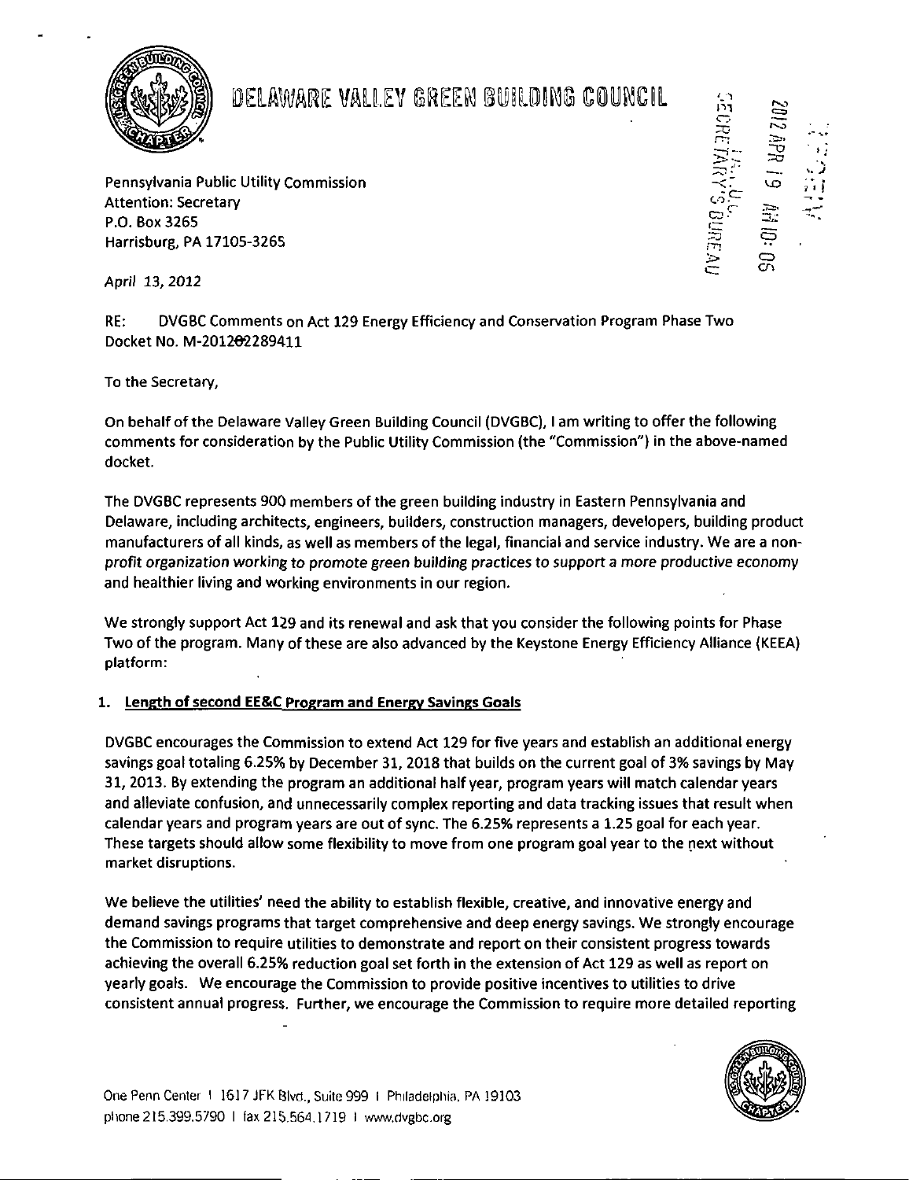# DELAWARE VALLEY GREEN BUILDING COUNCIL

Pennsylvania Public Utility Commission
Attention: Secretary
P.O. Box 3265
Harrisburg, PA 17105-3265

April 13, 2012

RE: DVGBC Comments on Act 129 Energy Efficiency and Conservation Program Phase Two Docket No. M-2012-2289411

To the Secretary,

On behalf of the Delaware Valley Green Building Council (DVGBC), I am writing to offer the following comments for consideration by the Public Utility Commission (the "Commission") in the above-named docket.

The DVGBC represents 900 members of the green building industry in Eastern Pennsylvania and Delaware, including architects, engineers, builders, construction managers, developers, building product manufacturers of all kinds, as well as members of the legal, financial and service industry. We are a non-profit organization working to promote green building practices to support a more productive economy and healthier living and working environments in our region.

We strongly support Act 129 and its renewal and ask that you consider the following points for Phase Two of the program. Many of these are also advanced by the Keystone Energy Efficiency Alliance (KEEA) platform:

1. **Length of second EE&C Program and Energy Savings Goals**

DVGBC encourages the Commission to extend Act 129 for five years and establish an additional energy savings goal totaling 6.25% by December 31, 2018 that builds on the current goal of 3% savings by May 31, 2013. By extending the program an additional half year, program years will match calendar years and alleviate confusion, and unnecessarily complex reporting and data tracking issues that result when calendar years and program years are out of sync. The 6.25% represents a 1.25 goal for each year. These targets should allow some flexibility to move from one program goal year to the next without market disruptions.

We believe the utilities' need the ability to establish flexible, creative, and innovative energy and demand savings programs that target comprehensive and deep energy savings. We strongly encourage the Commission to require utilities to demonstrate and report on their consistent progress towards achieving the overall 6.25% reduction goal set forth in the extension of Act 129 as well as report on yearly goals. We encourage the Commission to provide positive incentives to utilities to drive consistent annual progress. Further, we encourage the Commission to require more detailed reporting

One Penn Center | 1617 JFK Blvd., Suite 999 | Philadelphia, PA 19103
phone 215.399.5790 | fax 215.564.1719 | www.dvgbc.org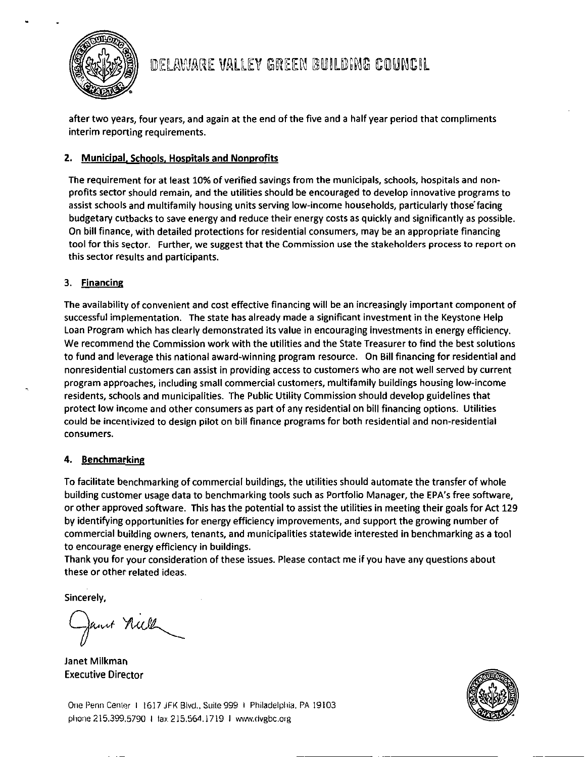after two years, four years, and again at the end of the five and a half year period that compliments interim reporting requirements.

**2. Municipal, Schools, Hospitals and Nonprofits**

The requirement for at least 10% of verified savings from the municipals, schools, hospitals and non-profits sector should remain, and the utilities should be encouraged to develop innovative programs to assist schools and multifamily housing units serving low-income households, particularly those facing budgetary cutbacks to save energy and reduce their energy costs as quickly and significantly as possible. On bill finance, with detailed protections for residential consumers, may be an appropriate financing tool for this sector. Further, we suggest that the Commission use the stakeholders process to report on this sector results and participants.

3. **Financing**

The availability of convenient and cost effective financing will be an increasingly important component of successful implementation. The state has already made a significant investment in the Keystone Help Loan Program which has clearly demonstrated its value in encouraging investments in energy efficiency. We recommend the Commission work with the utilities and the State Treasurer to find the best solutions to fund and leverage this national award-winning program resource. On Bill financing for residential and nonresidential customers can assist in providing access to customers who are not well served by current program approaches, including small commercial customers, multifamily buildings housing low-income residents, schools and municipalities. The Public Utility Commission should develop guidelines that protect low income and other consumers as part of any residential on bill financing options. Utilities could be incentivized to design pilot on bill finance programs for both residential and non-residential consumers.

**4. Benchmarking**

To facilitate benchmarking of commercial buildings, the utilities should automate the transfer of whole building customer usage data to benchmarking tools such as Portfolio Manager, the EPA's free software, or other approved software. This has the potential to assist the utilities in meeting their goals for Act 129 by identifying opportunities for energy efficiency improvements, and support the growing number of commercial building owners, tenants, and municipalities statewide interested in benchmarking as a tool to encourage energy efficiency in buildings.

Thank you for your consideration of these issues. Please contact me if you have any questions about these or other related ideas.

Sincerely,

Janet Milkman
Executive Director

One Penn Center | 1617 JFK Blvd., Suite 999 | Philadelphia, PA 19103
phone 215.399.5790 | fax 215.564.1719 | www.dvgbc.org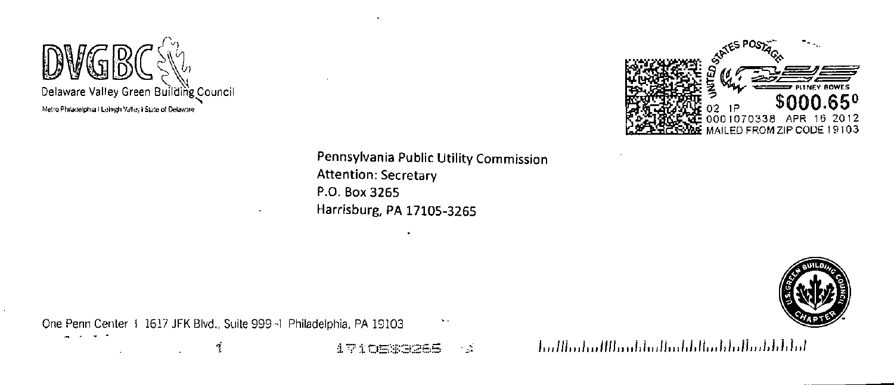DVGBC

Delaware Valley Green Building Council

Metro Philadelphia | Lehigh Valley | State of Delaware

UNITED STATES POSTAGE
PITNEY BOWES
$000.65⁰
02 1P
0001070338 APR 16 2012
MAILED FROM ZIP CODE 19103

Pennsylvania Public Utility Commission
Attention: Secretary
P.O. Box 3265
Harrisburg, PA 17105-3265

U.S. GREEN BUILDING COUNCIL CHAPTER

One Penn Center | 1617 JFK Blvd., Suite 999 | Philadelphia, PA 19103

17105$3265